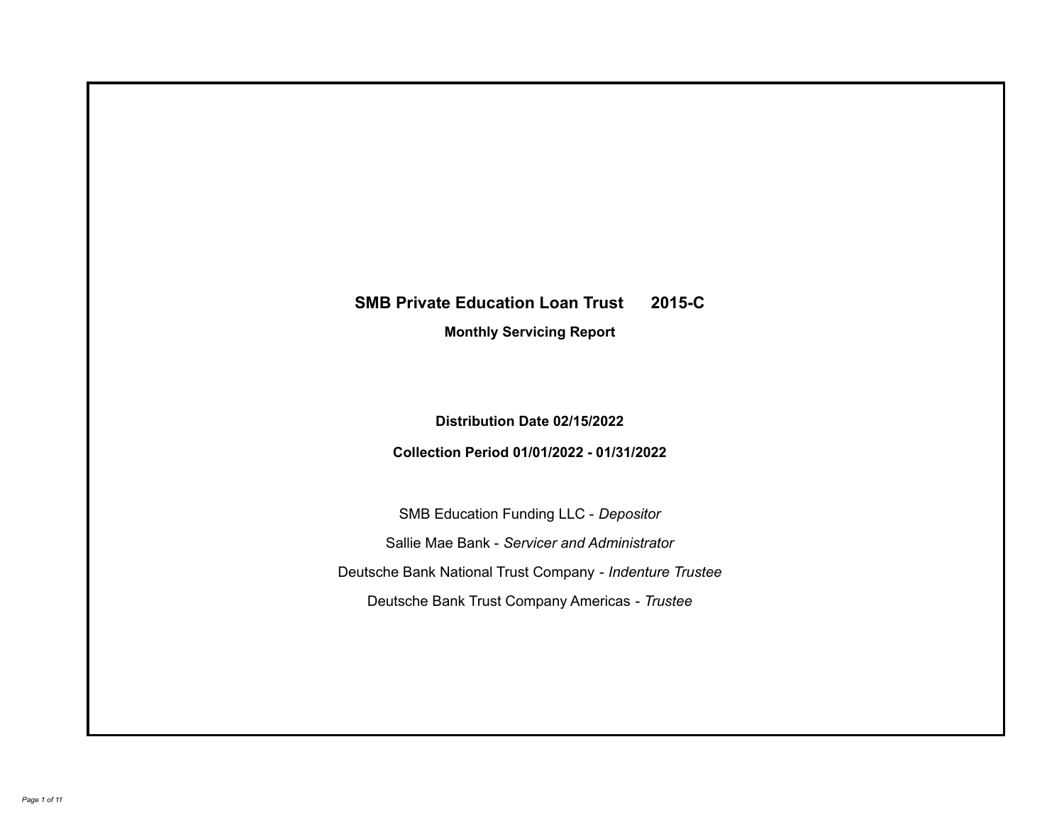# SMB Private Education Loan Trust 2015-C

## Monthly Servicing Report

**Distribution Date 02/15/2022**

**Collection Period 01/01/2022 - 01/31/2022**

SMB Education Funding LLC - *Depositor*

Sallie Mae Bank - *Servicer and Administrator*

Deutsche Bank National Trust Company - *Indenture Trustee*

Deutsche Bank Trust Company Americas - *Trustee*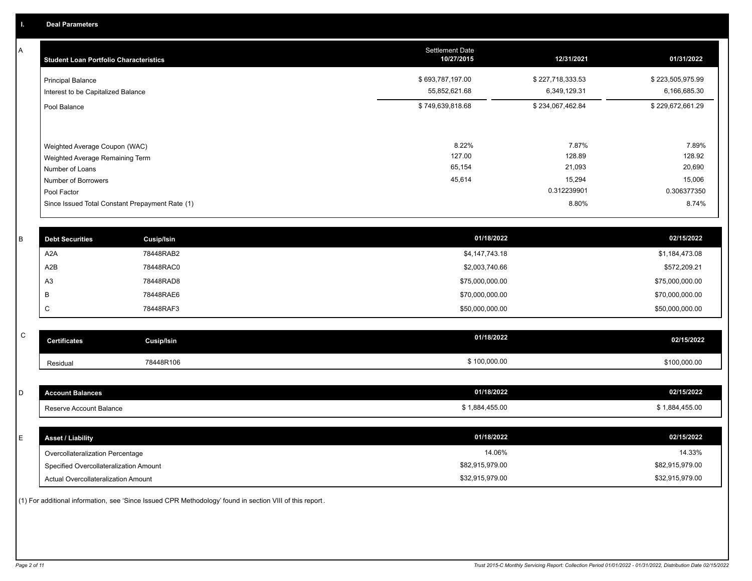## I. Deal Parameters

### A

| Student Loan Portfolio Characteristics | Settlement Date 10/27/2015 | 12/31/2021 | 01/31/2022 |
|---|---|---|---|
| Principal Balance | $ 693,787,197.00 | $ 227,718,333.53 | $ 223,505,975.99 |
| Interest to be Capitalized Balance | 55,852,621.68 | 6,349,129.31 | 6,166,685.30 |
| Pool Balance | $ 749,639,818.68 | $ 234,067,462.84 | $ 229,672,661.29 |
| Weighted Average Coupon (WAC) | 8.22% | 7.87% | 7.89% |
| Weighted Average Remaining Term | 127.00 | 128.89 | 128.92 |
| Number of Loans | 65,154 | 21,093 | 20,690 |
| Number of Borrowers | 45,614 | 15,294 | 15,006 |
| Pool Factor | | 0.312239901 | 0.306377350 |
| Since Issued Total Constant Prepayment Rate (1) | | 8.80% | 8.74% |

### B

| Debt Securities | Cusip/Isin | 01/18/2022 | 02/15/2022 |
|---|---|---|---|
| A2A | 78448RAB2 | $4,147,743.18 | $1,184,473.08 |
| A2B | 78448RAC0 | $2,003,740.66 | $572,209.21 |
| A3 | 78448RAD8 | $75,000,000.00 | $75,000,000.00 |
| B | 78448RAE6 | $70,000,000.00 | $70,000,000.00 |
| C | 78448RAF3 | $50,000,000.00 | $50,000,000.00 |

### C

| Certificates | Cusip/Isin | 01/18/2022 | 02/15/2022 |
|---|---|---|---|
| Residual | 78448R106 | $ 100,000.00 | $100,000.00 |

### D

| Account Balances | 01/18/2022 | 02/15/2022 |
|---|---|---|
| Reserve Account Balance | $ 1,884,455.00 | $ 1,884,455.00 |

### E

| Asset / Liability | 01/18/2022 | 02/15/2022 |
|---|---|---|
| Overcollateralization Percentage | 14.06% | 14.33% |
| Specified Overcollateralization Amount | $82,915,979.00 | $82,915,979.00 |
| Actual Overcollateralization Amount | $32,915,979.00 | $32,915,979.00 |

(1) For additional information, see 'Since Issued CPR Methodology' found in section VIII of this report.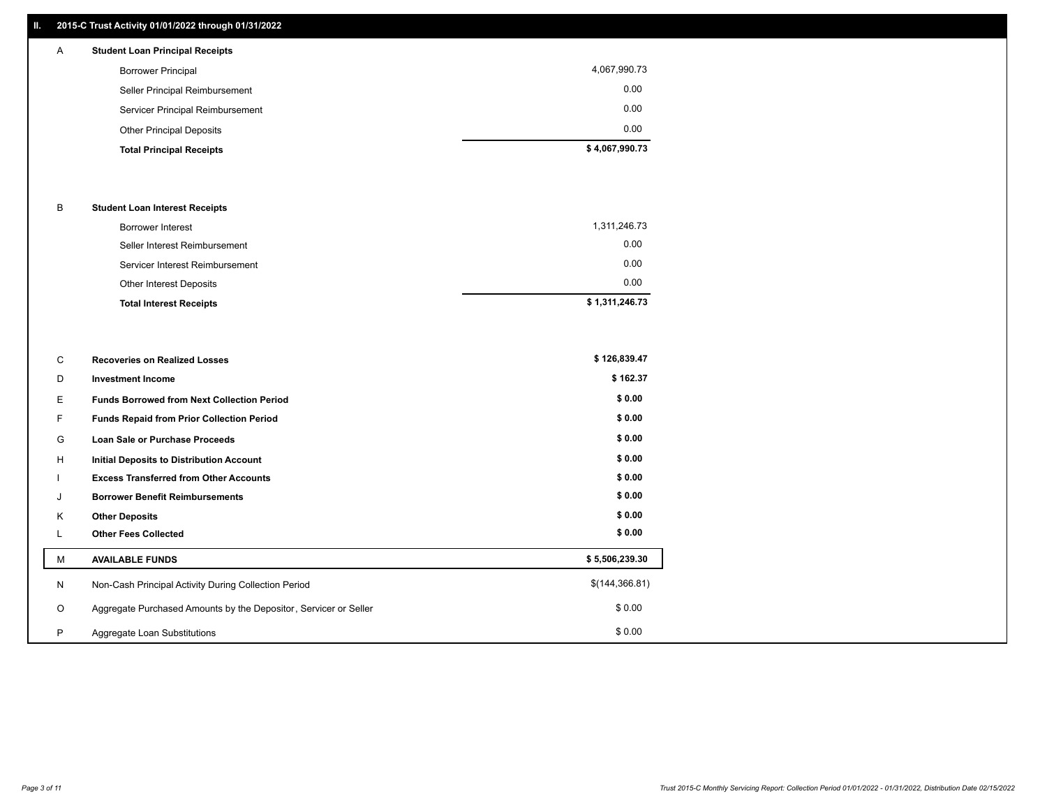## II. 2015-C Trust Activity 01/01/2022 through 01/31/2022

| | | |
|---|---|---|
| **A** | **Student Loan Principal Receipts** | |
| | Borrower Principal | 4,067,990.73 |
| | Seller Principal Reimbursement | 0.00 |
| | Servicer Principal Reimbursement | 0.00 |
| | Other Principal Deposits | 0.00 |
| | **Total Principal Receipts** | **$ 4,067,990.73** |
| **B** | **Student Loan Interest Receipts** | |
| | Borrower Interest | 1,311,246.73 |
| | Seller Interest Reimbursement | 0.00 |
| | Servicer Interest Reimbursement | 0.00 |
| | Other Interest Deposits | 0.00 |
| | **Total Interest Receipts** | **$ 1,311,246.73** |
| **C** | **Recoveries on Realized Losses** | **$ 126,839.47** |
| **D** | **Investment Income** | **$ 162.37** |
| **E** | **Funds Borrowed from Next Collection Period** | **$ 0.00** |
| **F** | **Funds Repaid from Prior Collection Period** | **$ 0.00** |
| **G** | **Loan Sale or Purchase Proceeds** | **$ 0.00** |
| **H** | **Initial Deposits to Distribution Account** | **$ 0.00** |
| **I** | **Excess Transferred from Other Accounts** | **$ 0.00** |
| **J** | **Borrower Benefit Reimbursements** | **$ 0.00** |
| **K** | **Other Deposits** | **$ 0.00** |
| **L** | **Other Fees Collected** | **$ 0.00** |
| **M** | **AVAILABLE FUNDS** | **$ 5,506,239.30** |
| N | Non-Cash Principal Activity During Collection Period | $(144,366.81) |
| O | Aggregate Purchased Amounts by the Depositor, Servicer or Seller | $ 0.00 |
| P | Aggregate Loan Substitutions | $ 0.00 |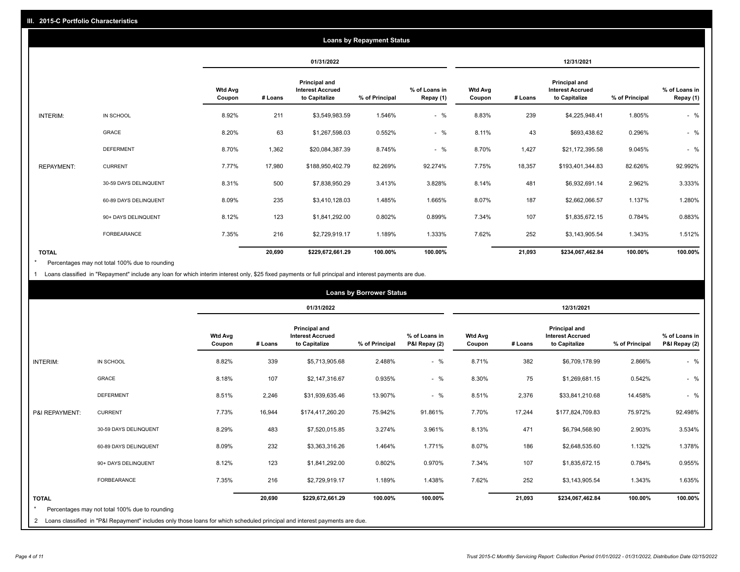## III. 2015-C Portfolio Characteristics

### Loans by Repayment Status

| | | 01/31/2022 | | | | | 12/31/2021 | | | | |
|---|---|---|---|---|---|---|---|---|---|---|---|
| | | Wtd Avg Coupon | # Loans | Principal and Interest Accrued to Capitalize | % of Principal | % of Loans in Repay (1) | Wtd Avg Coupon | # Loans | Principal and Interest Accrued to Capitalize | % of Principal | % of Loans in Repay (1) |
| INTERIM: | IN SCHOOL | 8.92% | 211 | $3,549,983.59 | 1.546% | - % | 8.83% | 239 | $4,225,948.41 | 1.805% | - % |
| | GRACE | 8.20% | 63 | $1,267,598.03 | 0.552% | - % | 8.11% | 43 | $693,438.62 | 0.296% | - % |
| | DEFERMENT | 8.70% | 1,362 | $20,084,387.39 | 8.745% | - % | 8.70% | 1,427 | $21,172,395.58 | 9.045% | - % |
| REPAYMENT: | CURRENT | 7.77% | 17,980 | $188,950,402.79 | 82.269% | 92.274% | 7.75% | 18,357 | $193,401,344.83 | 82.626% | 92.992% |
| | 30-59 DAYS DELINQUENT | 8.31% | 500 | $7,838,950.29 | 3.413% | 3.828% | 8.14% | 481 | $6,932,691.14 | 2.962% | 3.333% |
| | 60-89 DAYS DELINQUENT | 8.09% | 235 | $3,410,128.03 | 1.485% | 1.665% | 8.07% | 187 | $2,662,066.57 | 1.137% | 1.280% |
| | 90+ DAYS DELINQUENT | 8.12% | 123 | $1,841,292.00 | 0.802% | 0.899% | 7.34% | 107 | $1,835,672.15 | 0.784% | 0.883% |
| | FORBEARANCE | 7.35% | 216 | $2,729,919.17 | 1.189% | 1.333% | 7.62% | 252 | $3,143,905.54 | 1.343% | 1.512% |
| TOTAL | | | 20,690 | $229,672,661.29 | 100.00% | 100.00% | | 21,093 | $234,067,462.84 | 100.00% | 100.00% |

* Percentages may not total 100% due to rounding

1 Loans classified in "Repayment" include any loan for which interim interest only, $25 fixed payments or full principal and interest payments are due.

### Loans by Borrower Status

| | | 01/31/2022 | | | | | 12/31/2021 | | | | |
|---|---|---|---|---|---|---|---|---|---|---|---|
| | | Wtd Avg Coupon | # Loans | Principal and Interest Accrued to Capitalize | % of Principal | % of Loans in P&I Repay (2) | Wtd Avg Coupon | # Loans | Principal and Interest Accrued to Capitalize | % of Principal | % of Loans in P&I Repay (2) |
| INTERIM: | IN SCHOOL | 8.82% | 339 | $5,713,905.68 | 2.488% | - % | 8.71% | 382 | $6,709,178.99 | 2.866% | - % |
| | GRACE | 8.18% | 107 | $2,147,316.67 | 0.935% | - % | 8.30% | 75 | $1,269,681.15 | 0.542% | - % |
| | DEFERMENT | 8.51% | 2,246 | $31,939,635.46 | 13.907% | - % | 8.51% | 2,376 | $33,841,210.68 | 14.458% | - % |
| P&I REPAYMENT: | CURRENT | 7.73% | 16,944 | $174,417,260.20 | 75.942% | 91.861% | 7.70% | 17,244 | $177,824,709.83 | 75.972% | 92.498% |
| | 30-59 DAYS DELINQUENT | 8.29% | 483 | $7,520,015.85 | 3.274% | 3.961% | 8.13% | 471 | $6,794,568.90 | 2.903% | 3.534% |
| | 60-89 DAYS DELINQUENT | 8.09% | 232 | $3,363,316.26 | 1.464% | 1.771% | 8.07% | 186 | $2,648,535.60 | 1.132% | 1.378% |
| | 90+ DAYS DELINQUENT | 8.12% | 123 | $1,841,292.00 | 0.802% | 0.970% | 7.34% | 107 | $1,835,672.15 | 0.784% | 0.955% |
| | FORBEARANCE | 7.35% | 216 | $2,729,919.17 | 1.189% | 1.438% | 7.62% | 252 | $3,143,905.54 | 1.343% | 1.635% |
| TOTAL | | | 20,690 | $229,672,661.29 | 100.00% | 100.00% | | 21,093 | $234,067,462.84 | 100.00% | 100.00% |

* Percentages may not total 100% due to rounding

2 Loans classified in "P&I Repayment" includes only those loans for which scheduled principal and interest payments are due.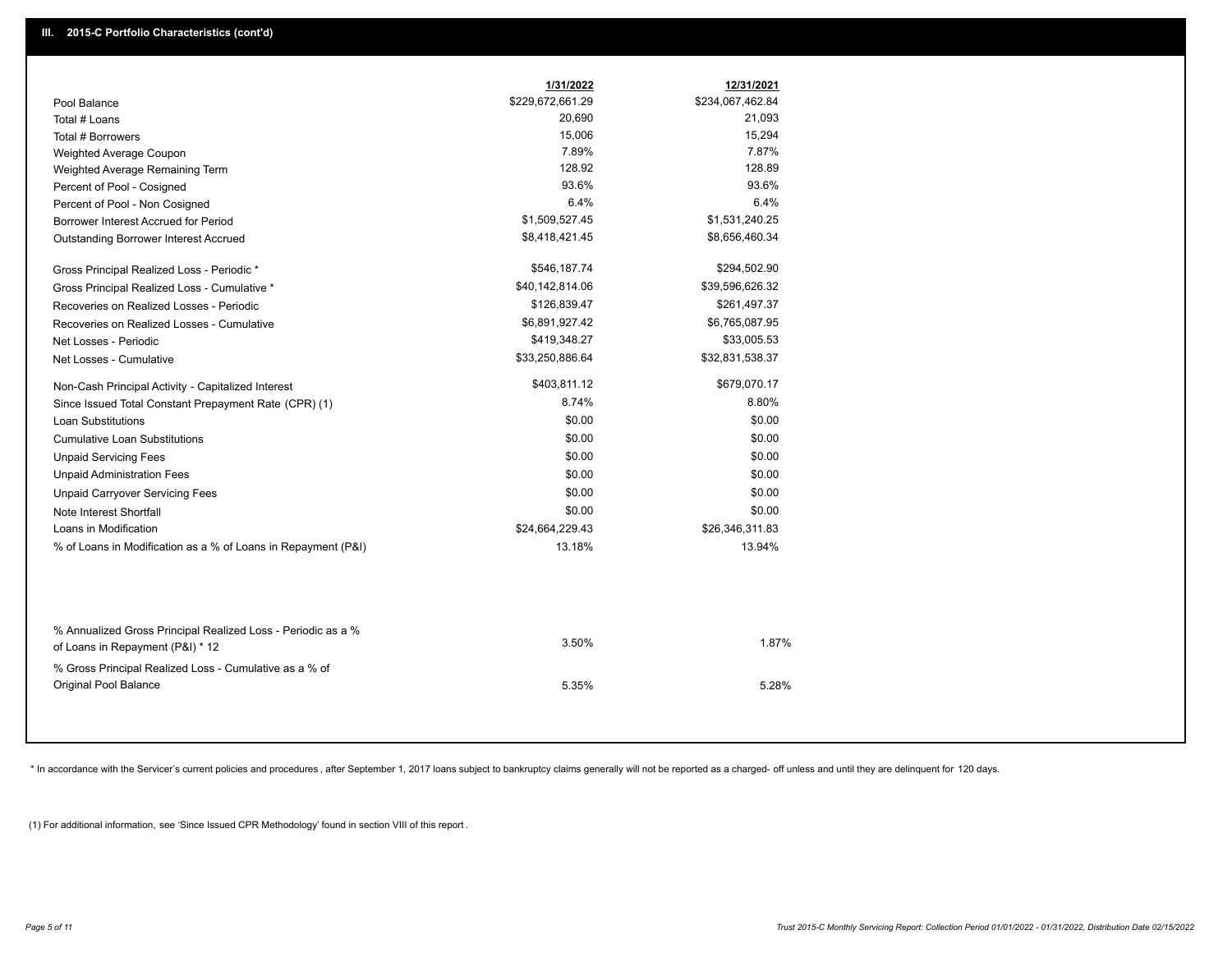## III. 2015-C Portfolio Characteristics (cont'd)

| | 1/31/2022 | 12/31/2021 |
|---|---|---|
| Pool Balance | $229,672,661.29 | $234,067,462.84 |
| Total # Loans | 20,690 | 21,093 |
| Total # Borrowers | 15,006 | 15,294 |
| Weighted Average Coupon | 7.89% | 7.87% |
| Weighted Average Remaining Term | 128.92 | 128.89 |
| Percent of Pool - Cosigned | 93.6% | 93.6% |
| Percent of Pool - Non Cosigned | 6.4% | 6.4% |
| Borrower Interest Accrued for Period | $1,509,527.45 | $1,531,240.25 |
| Outstanding Borrower Interest Accrued | $8,418,421.45 | $8,656,460.34 |
| Gross Principal Realized Loss - Periodic * | $546,187.74 | $294,502.90 |
| Gross Principal Realized Loss - Cumulative * | $40,142,814.06 | $39,596,626.32 |
| Recoveries on Realized Losses - Periodic | $126,839.47 | $261,497.37 |
| Recoveries on Realized Losses - Cumulative | $6,891,927.42 | $6,765,087.95 |
| Net Losses - Periodic | $419,348.27 | $33,005.53 |
| Net Losses - Cumulative | $33,250,886.64 | $32,831,538.37 |
| Non-Cash Principal Activity - Capitalized Interest | $403,811.12 | $679,070.17 |
| Since Issued Total Constant Prepayment Rate (CPR) (1) | 8.74% | 8.80% |
| Loan Substitutions | $0.00 | $0.00 |
| Cumulative Loan Substitutions | $0.00 | $0.00 |
| Unpaid Servicing Fees | $0.00 | $0.00 |
| Unpaid Administration Fees | $0.00 | $0.00 |
| Unpaid Carryover Servicing Fees | $0.00 | $0.00 |
| Note Interest Shortfall | $0.00 | $0.00 |
| Loans in Modification | $24,664,229.43 | $26,346,311.83 |
| % of Loans in Modification as a % of Loans in Repayment (P&I) | 13.18% | 13.94% |
| % Annualized Gross Principal Realized Loss - Periodic as a % of Loans in Repayment (P&I) * 12 | 3.50% | 1.87% |
| % Gross Principal Realized Loss - Cumulative as a % of Original Pool Balance | 5.35% | 5.28% |

* In accordance with the Servicer's current policies and procedures , after September 1, 2017 loans subject to bankruptcy claims generally will not be reported as a charged- off unless and until they are delinquent for 120 days.

(1) For additional information, see 'Since Issued CPR Methodology' found in section VIII of this report .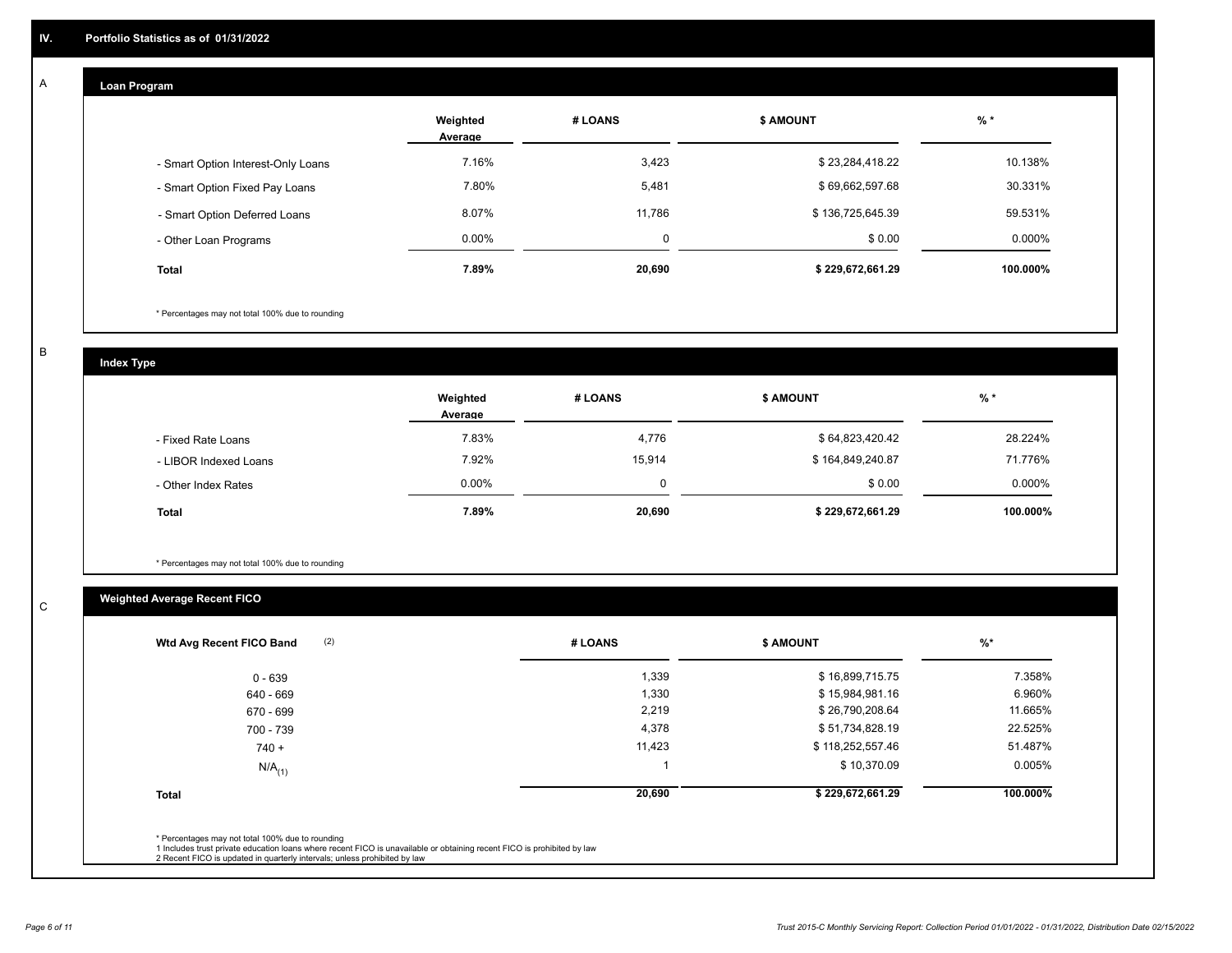## IV. Portfolio Statistics as of 01/31/2022

### A

#### Loan Program

| | Weighted Average | # LOANS | $ AMOUNT | % * |
|---|---|---|---|---|
| - Smart Option Interest-Only Loans | 7.16% | 3,423 | $ 23,284,418.22 | 10.138% |
| - Smart Option Fixed Pay Loans | 7.80% | 5,481 | $ 69,662,597.68 | 30.331% |
| - Smart Option Deferred Loans | 8.07% | 11,786 | $ 136,725,645.39 | 59.531% |
| - Other Loan Programs | 0.00% | 0 | $ 0.00 | 0.000% |
| **Total** | **7.89%** | **20,690** | **$ 229,672,661.29** | **100.000%** |

* Percentages may not total 100% due to rounding

### B

#### Index Type

| | Weighted Average | # LOANS | $ AMOUNT | % * |
|---|---|---|---|---|
| - Fixed Rate Loans | 7.83% | 4,776 | $ 64,823,420.42 | 28.224% |
| - LIBOR Indexed Loans | 7.92% | 15,914 | $ 164,849,240.87 | 71.776% |
| - Other Index Rates | 0.00% | 0 | $ 0.00 | 0.000% |
| **Total** | **7.89%** | **20,690** | **$ 229,672,661.29** | **100.000%** |

* Percentages may not total 100% due to rounding

### C

#### Weighted Average Recent FICO

| Wtd Avg Recent FICO Band (2) | # LOANS | $ AMOUNT | %* |
|---|---|---|---|
| 0 - 639 | 1,339 | $ 16,899,715.75 | 7.358% |
| 640 - 669 | 1,330 | $ 15,984,981.16 | 6.960% |
| 670 - 699 | 2,219 | $ 26,790,208.64 | 11.665% |
| 700 - 739 | 4,378 | $ 51,734,828.19 | 22.525% |
| 740 + | 11,423 | $ 118,252,557.46 | 51.487% |
| N/A(1) | 1 | $ 10,370.09 | 0.005% |
| **Total** | **20,690** | **$ 229,672,661.29** | **100.000%** |

* Percentages may not total 100% due to rounding
1 Includes trust private education loans where recent FICO is unavailable or obtaining recent FICO is prohibited by law
2 Recent FICO is updated in quarterly intervals; unless prohibited by law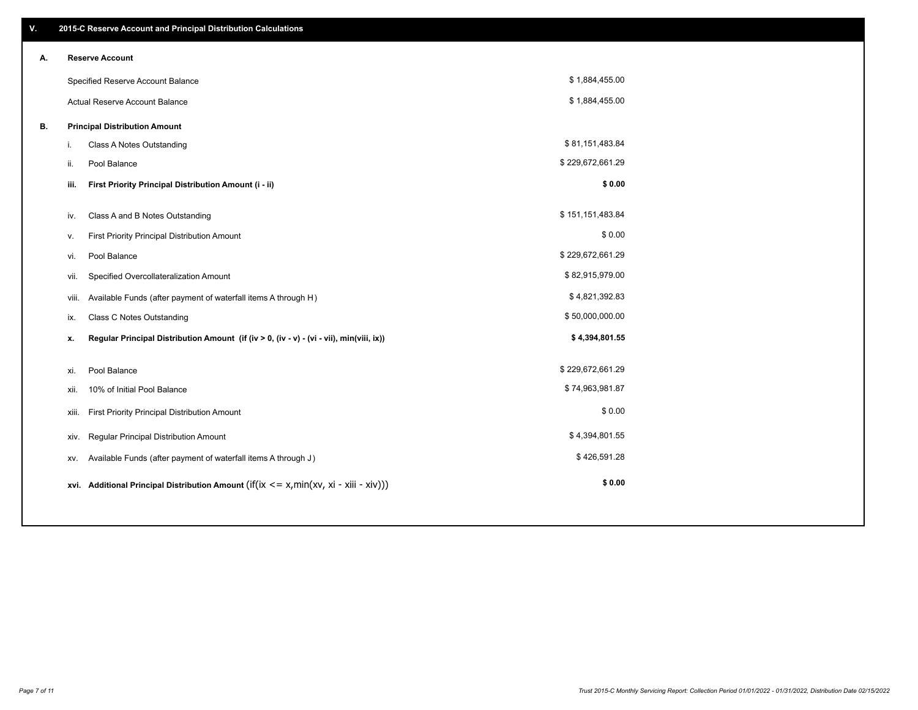## V. 2015-C Reserve Account and Principal Distribution Calculations

| | | |
|---|---|---|
| **A.** | **Reserve Account** | |
| | Specified Reserve Account Balance | $ 1,884,455.00 |
| | Actual Reserve Account Balance | $ 1,884,455.00 |
| **B.** | **Principal Distribution Amount** | |
| | i. Class A Notes Outstanding | $ 81,151,483.84 |
| | ii. Pool Balance | $ 229,672,661.29 |
| | **iii. First Priority Principal Distribution Amount (i - ii)** | **$ 0.00** |
| | iv. Class A and B Notes Outstanding | $ 151,151,483.84 |
| | v. First Priority Principal Distribution Amount | $ 0.00 |
| | vi. Pool Balance | $ 229,672,661.29 |
| | vii. Specified Overcollateralization Amount | $ 82,915,979.00 |
| | viii. Available Funds (after payment of waterfall items A through H) | $ 4,821,392.83 |
| | ix. Class C Notes Outstanding | $ 50,000,000.00 |
| | **x. Regular Principal Distribution Amount (if (iv > 0, (iv - v) - (vi - vii), min(viii, ix))** | **$ 4,394,801.55** |
| | xi. Pool Balance | $ 229,672,661.29 |
| | xii. 10% of Initial Pool Balance | $ 74,963,981.87 |
| | xiii. First Priority Principal Distribution Amount | $ 0.00 |
| | xiv. Regular Principal Distribution Amount | $ 4,394,801.55 |
| | xv. Available Funds (after payment of waterfall items A through J) | $ 426,591.28 |
| | **xvi. Additional Principal Distribution Amount** (if(ix <= x,min(xv, xi - xiii - xiv))) | **$ 0.00** |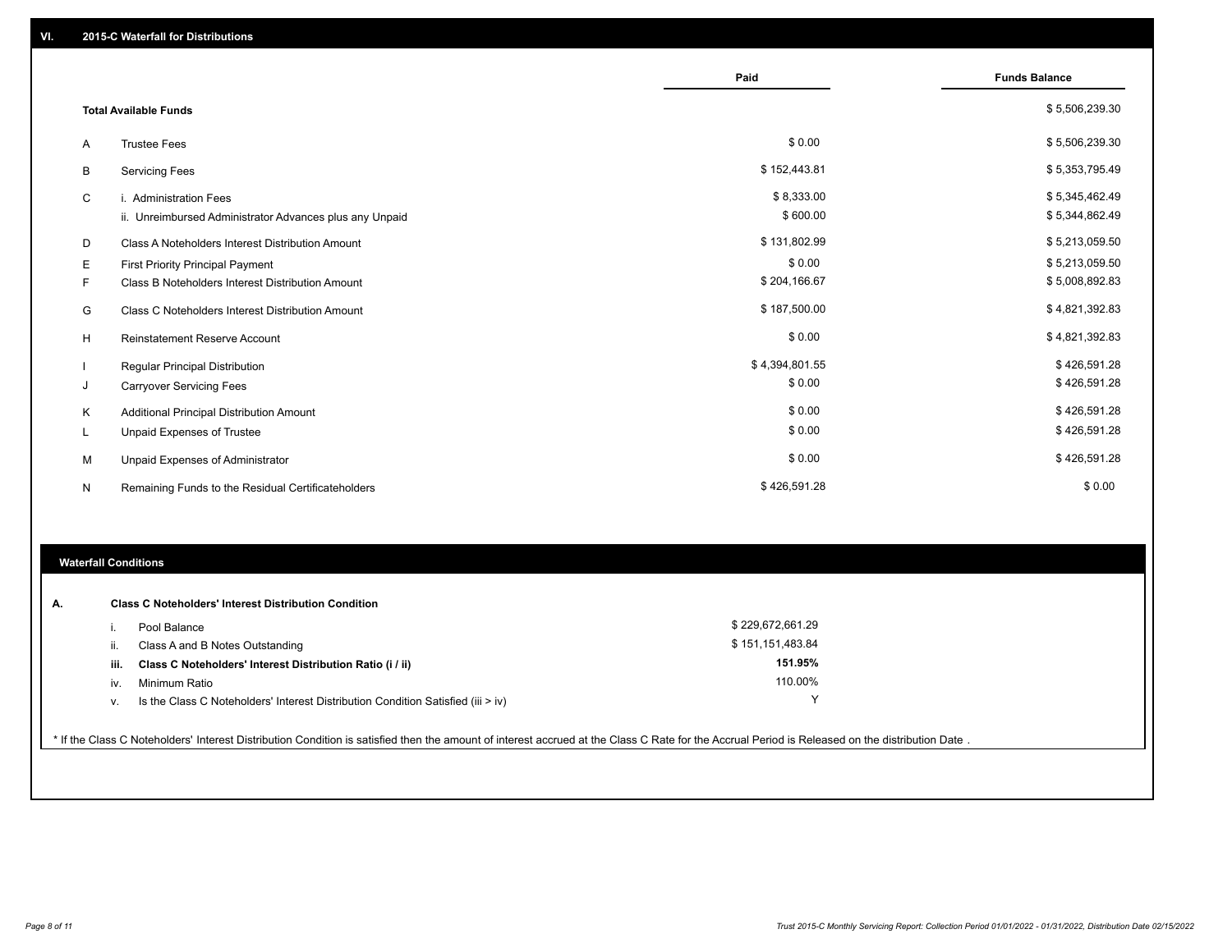## VI. 2015-C Waterfall for Distributions

| | | Paid | Funds Balance |
|---|---|---|---|
| | **Total Available Funds** | | $ 5,506,239.30 |
| A | Trustee Fees | $ 0.00 | $ 5,506,239.30 |
| B | Servicing Fees | $ 152,443.81 | $ 5,353,795.49 |
| C | i. Administration Fees | $ 8,333.00 | $ 5,345,462.49 |
| | ii. Unreimbursed Administrator Advances plus any Unpaid | $ 600.00 | $ 5,344,862.49 |
| D | Class A Noteholders Interest Distribution Amount | $ 131,802.99 | $ 5,213,059.50 |
| E | First Priority Principal Payment | $ 0.00 | $ 5,213,059.50 |
| F | Class B Noteholders Interest Distribution Amount | $ 204,166.67 | $ 5,008,892.83 |
| G | Class C Noteholders Interest Distribution Amount | $ 187,500.00 | $ 4,821,392.83 |
| H | Reinstatement Reserve Account | $ 0.00 | $ 4,821,392.83 |
| I | Regular Principal Distribution | $ 4,394,801.55 | $ 426,591.28 |
| J | Carryover Servicing Fees | $ 0.00 | $ 426,591.28 |
| K | Additional Principal Distribution Amount | $ 0.00 | $ 426,591.28 |
| L | Unpaid Expenses of Trustee | $ 0.00 | $ 426,591.28 |
| M | Unpaid Expenses of Administrator | $ 0.00 | $ 426,591.28 |
| N | Remaining Funds to the Residual Certificateholders | $ 426,591.28 | $ 0.00 |

### Waterfall Conditions

| | | | |
|---|---|---|---|
| **A.** | | **Class C Noteholders' Interest Distribution Condition** | |
| | i. | Pool Balance | $ 229,672,661.29 |
| | ii. | Class A and B Notes Outstanding | $ 151,151,483.84 |
| | **iii.** | **Class C Noteholders' Interest Distribution Ratio (i / ii)** | **151.95%** |
| | iv. | Minimum Ratio | 110.00% |
| | v. | Is the Class C Noteholders' Interest Distribution Condition Satisfied (iii > iv) | Y |

* If the Class C Noteholders' Interest Distribution Condition is satisfied then the amount of interest accrued at the Class C Rate for the Accrual Period is Released on the distribution Date .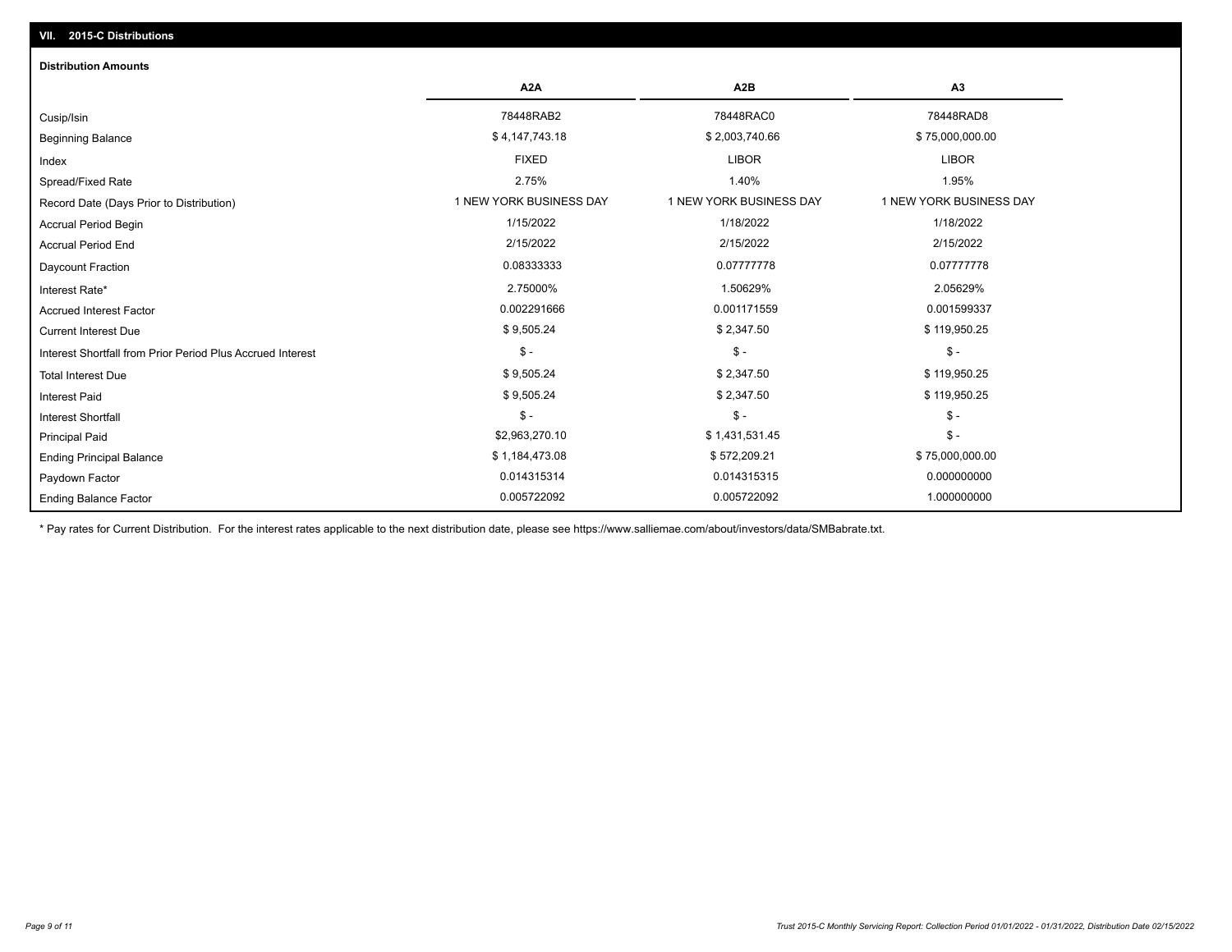## VII. 2015-C Distributions

### Distribution Amounts

| | A2A | A2B | A3 |
|---|---|---|---|
| Cusip/Isin | 78448RAB2 | 78448RAC0 | 78448RAD8 |
| Beginning Balance | $ 4,147,743.18 | $ 2,003,740.66 | $ 75,000,000.00 |
| Index | FIXED | LIBOR | LIBOR |
| Spread/Fixed Rate | 2.75% | 1.40% | 1.95% |
| Record Date (Days Prior to Distribution) | 1 NEW YORK BUSINESS DAY | 1 NEW YORK BUSINESS DAY | 1 NEW YORK BUSINESS DAY |
| Accrual Period Begin | 1/15/2022 | 1/18/2022 | 1/18/2022 |
| Accrual Period End | 2/15/2022 | 2/15/2022 | 2/15/2022 |
| Daycount Fraction | 0.08333333 | 0.07777778 | 0.07777778 |
| Interest Rate* | 2.75000% | 1.50629% | 2.05629% |
| Accrued Interest Factor | 0.002291666 | 0.001171559 | 0.001599337 |
| Current Interest Due | $ 9,505.24 | $ 2,347.50 | $ 119,950.25 |
| Interest Shortfall from Prior Period Plus Accrued Interest | $ - | $ - | $ - |
| Total Interest Due | $ 9,505.24 | $ 2,347.50 | $ 119,950.25 |
| Interest Paid | $ 9,505.24 | $ 2,347.50 | $ 119,950.25 |
| Interest Shortfall | $ - | $ - | $ - |
| Principal Paid | $2,963,270.10 | $ 1,431,531.45 | $ - |
| Ending Principal Balance | $ 1,184,473.08 | $ 572,209.21 | $ 75,000,000.00 |
| Paydown Factor | 0.014315314 | 0.014315315 | 0.000000000 |
| Ending Balance Factor | 0.005722092 | 0.005722092 | 1.000000000 |

* Pay rates for Current Distribution. For the interest rates applicable to the next distribution date, please see https://www.salliemae.com/about/investors/data/SMBabrate.txt.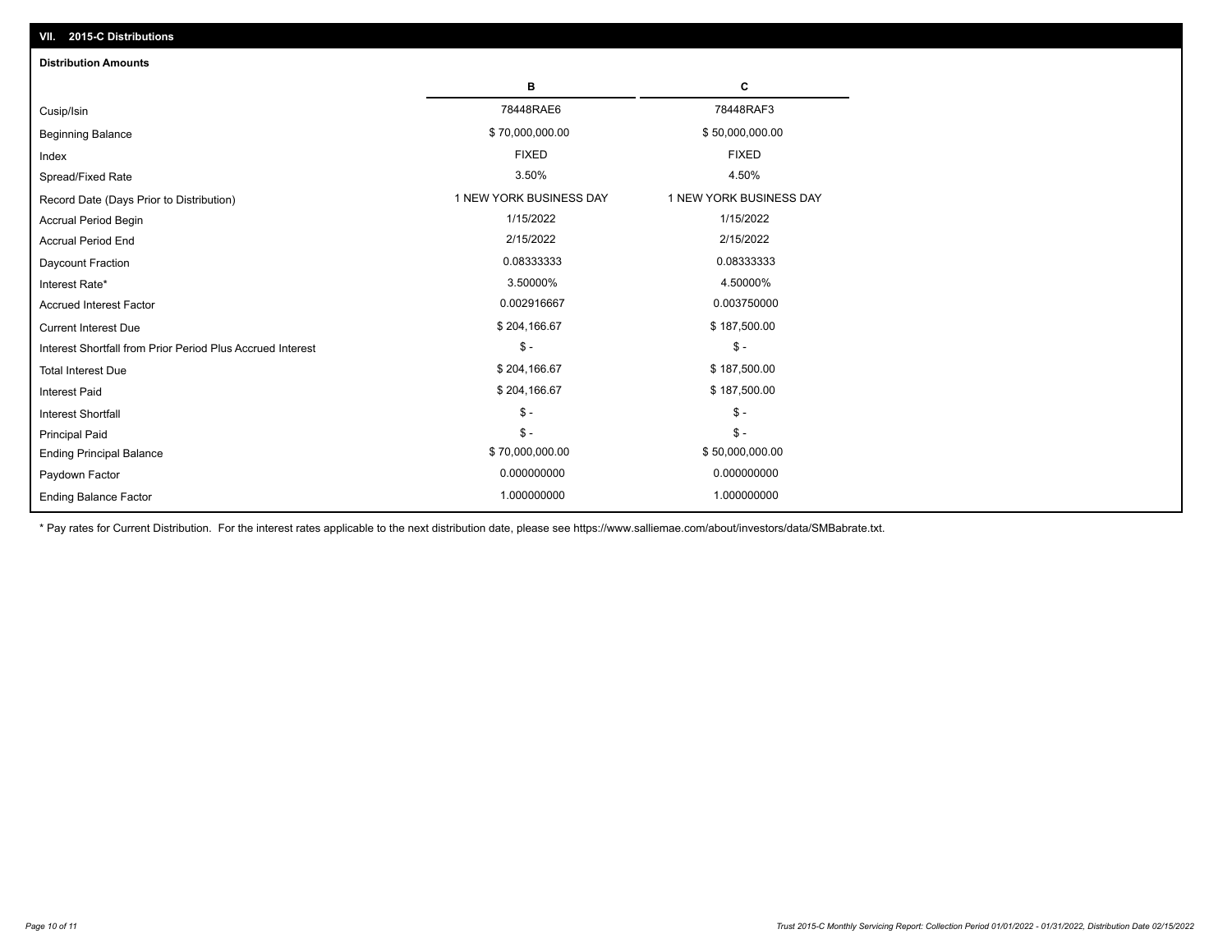## VII. 2015-C Distributions

### Distribution Amounts

| | B | C |
|---|---|---|
| Cusip/Isin | 78448RAE6 | 78448RAF3 |
| Beginning Balance | $ 70,000,000.00 | $ 50,000,000.00 |
| Index | FIXED | FIXED |
| Spread/Fixed Rate | 3.50% | 4.50% |
| Record Date (Days Prior to Distribution) | 1 NEW YORK BUSINESS DAY | 1 NEW YORK BUSINESS DAY |
| Accrual Period Begin | 1/15/2022 | 1/15/2022 |
| Accrual Period End | 2/15/2022 | 2/15/2022 |
| Daycount Fraction | 0.08333333 | 0.08333333 |
| Interest Rate* | 3.50000% | 4.50000% |
| Accrued Interest Factor | 0.002916667 | 0.003750000 |
| Current Interest Due | $ 204,166.67 | $ 187,500.00 |
| Interest Shortfall from Prior Period Plus Accrued Interest | $ - | $ - |
| Total Interest Due | $ 204,166.67 | $ 187,500.00 |
| Interest Paid | $ 204,166.67 | $ 187,500.00 |
| Interest Shortfall | $ - | $ - |
| Principal Paid | $ - | $ - |
| Ending Principal Balance | $ 70,000,000.00 | $ 50,000,000.00 |
| Paydown Factor | 0.000000000 | 0.000000000 |
| Ending Balance Factor | 1.000000000 | 1.000000000 |

* Pay rates for Current Distribution. For the interest rates applicable to the next distribution date, please see https://www.salliemae.com/about/investors/data/SMBabrate.txt.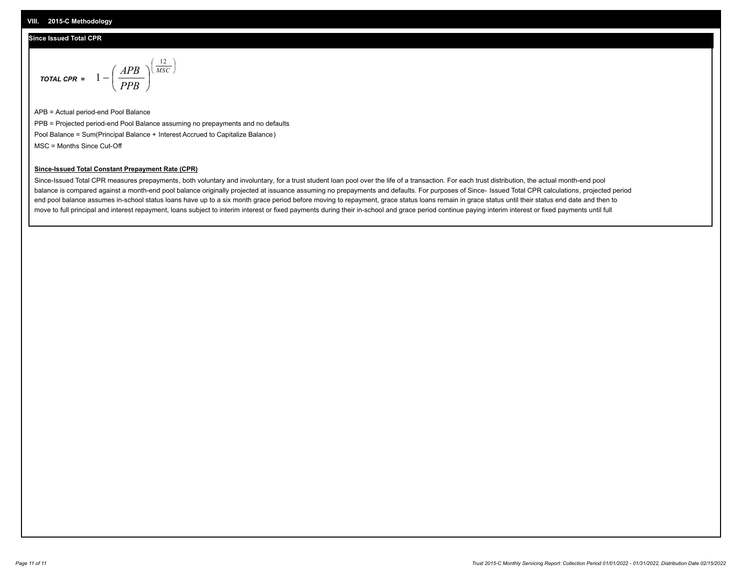## VIII. 2015-C Methodology

### Since Issued Total CPR

$$\textbf{\textit{TOTAL CPR}} = 1 - \left( \frac{APB}{PPB} \right)^{\left( \frac{12}{MSC} \right)}$$

APB = Actual period-end Pool Balance

PPB = Projected period-end Pool Balance assuming no prepayments and no defaults

Pool Balance = Sum(Principal Balance + Interest Accrued to Capitalize Balance)

MSC = Months Since Cut-Off

**Since-Issued Total Constant Prepayment Rate (CPR)**

Since-Issued Total CPR measures prepayments, both voluntary and involuntary, for a trust student loan pool over the life of a transaction. For each trust distribution, the actual month-end pool balance is compared against a month-end pool balance originally projected at issuance assuming no prepayments and defaults. For purposes of Since- Issued Total CPR calculations, projected period end pool balance assumes in-school status loans have up to a six month grace period before moving to repayment, grace status loans remain in grace status until their status end date and then to move to full principal and interest repayment, loans subject to interim interest or fixed payments during their in-school and grace period continue paying interim interest or fixed payments until full